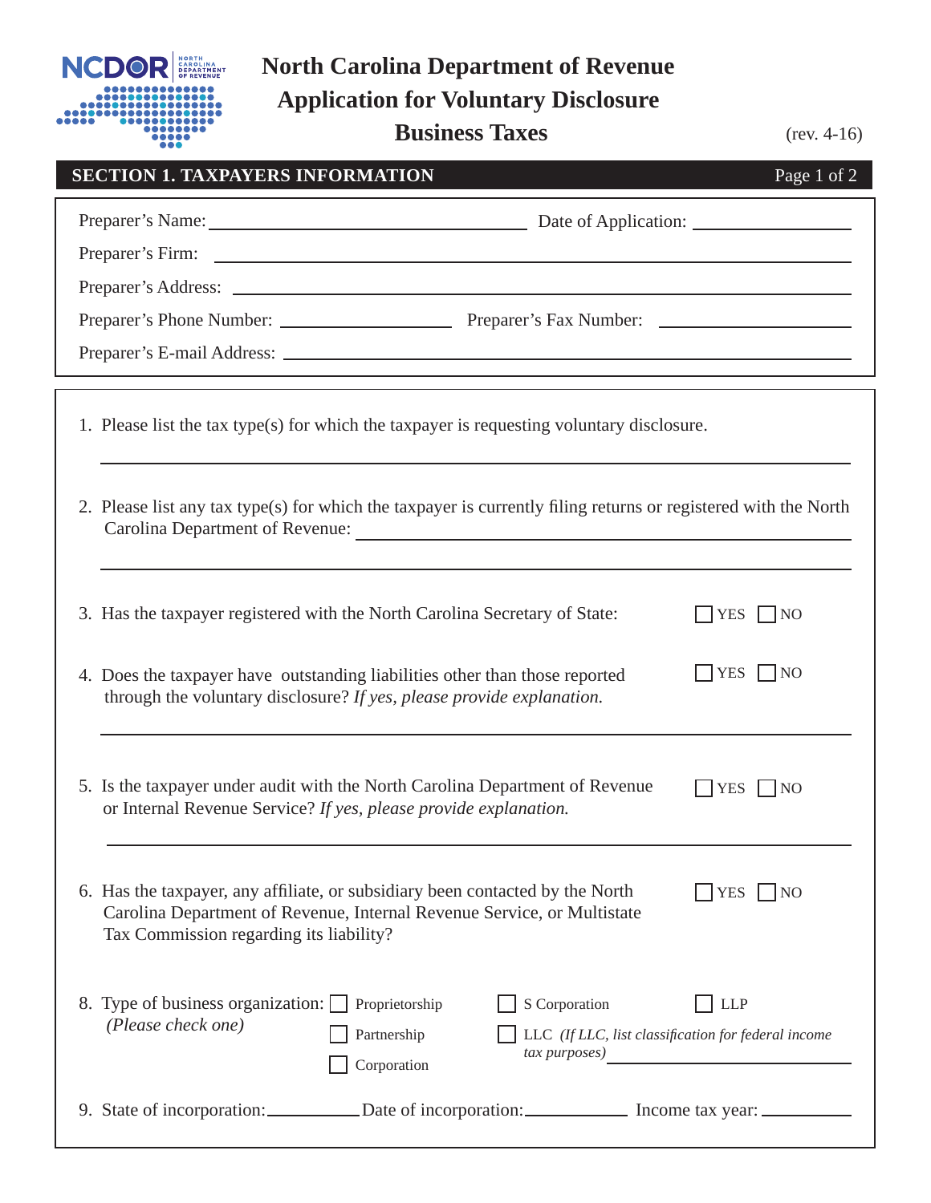# North Carolina Department of Revenue
## Application for Voluntary Disclosure
## Business Taxes

(rev. 4-16)

**SECTION 1. TAXPAYERS INFORMATION**

Preparer's Name: ______________________ Date of Application: ______________

Preparer's Firm: ______________________________________________

Preparer's Address: ______________________________________________

Preparer's Phone Number: ______________ Preparer's Fax Number: ______________

Preparer's E-mail Address: ______________________________________________

1. Please list the tax type(s) for which the taxpayer is requesting voluntary disclosure.

   ______________________________________________

2. Please list any tax type(s) for which the taxpayer is currently filing returns or registered with the North Carolina Department of Revenue: ______________________________________________

   ______________________________________________

3. Has the taxpayer registered with the North Carolina Secretary of State: ☐ YES ☐ NO

4. Does the taxpayer have outstanding liabilities other than those reported through the voluntary disclosure? *If yes, please provide explanation.* ☐ YES ☐ NO

   ______________________________________________

5. Is the taxpayer under audit with the North Carolina Department of Revenue or Internal Revenue Service? *If yes, please provide explanation.* ☐ YES ☐ NO

   ______________________________________________

6. Has the taxpayer, any affiliate, or subsidiary been contacted by the North Carolina Department of Revenue, Internal Revenue Service, or Multistate Tax Commission regarding its liability? ☐ YES ☐ NO

8. Type of business organization: *(Please check one)*
   - ☐ Proprietorship
   - ☐ Partnership
   - ☐ Corporation
   - ☐ S Corporation
   - ☐ LLC *(If LLC, list classification for federal income tax purposes)* ______________
   - ☐ LLP

9. State of incorporation: ____________ Date of incorporation: ____________ Income tax year: ____________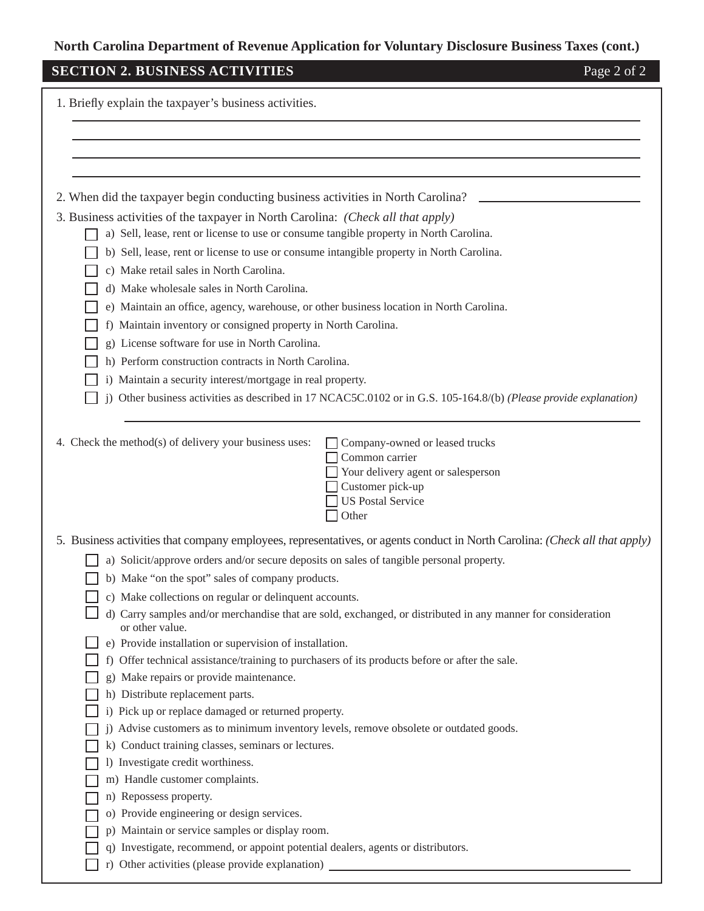**North Carolina Department of Revenue Application for Voluntary Disclosure Business Taxes (cont.)**

## SECTION 2. BUSINESS ACTIVITIES

1. Briefly explain the taxpayer's business activities.

\_\_\_\_\_\_\_\_\_\_\_\_\_\_\_\_\_\_\_\_\_\_\_\_\_\_\_\_\_\_\_\_\_\_\_\_\_\_\_\_\_\_\_\_\_\_\_\_\_\_\_\_\_\_\_\_\_\_\_\_\_\_\_\_\_\_\_\_\_\_\_\_\_\_\_\_\_\_

\_\_\_\_\_\_\_\_\_\_\_\_\_\_\_\_\_\_\_\_\_\_\_\_\_\_\_\_\_\_\_\_\_\_\_\_\_\_\_\_\_\_\_\_\_\_\_\_\_\_\_\_\_\_\_\_\_\_\_\_\_\_\_\_\_\_\_\_\_\_\_\_\_\_\_\_\_\_

\_\_\_\_\_\_\_\_\_\_\_\_\_\_\_\_\_\_\_\_\_\_\_\_\_\_\_\_\_\_\_\_\_\_\_\_\_\_\_\_\_\_\_\_\_\_\_\_\_\_\_\_\_\_\_\_\_\_\_\_\_\_\_\_\_\_\_\_\_\_\_\_\_\_\_\_\_\_

\_\_\_\_\_\_\_\_\_\_\_\_\_\_\_\_\_\_\_\_\_\_\_\_\_\_\_\_\_\_\_\_\_\_\_\_\_\_\_\_\_\_\_\_\_\_\_\_\_\_\_\_\_\_\_\_\_\_\_\_\_\_\_\_\_\_\_\_\_\_\_\_\_\_\_\_\_\_

2. When did the taxpayer begin conducting business activities in North Carolina? \_\_\_\_\_\_\_\_\_\_\_\_\_\_\_\_\_\_\_\_

3. Business activities of the taxpayer in North Carolina: *(Check all that apply)*

- ☐ a) Sell, lease, rent or license to use or consume tangible property in North Carolina.
- ☐ b) Sell, lease, rent or license to use or consume intangible property in North Carolina.
- ☐ c) Make retail sales in North Carolina.
- ☐ d) Make wholesale sales in North Carolina.
- ☐ e) Maintain an office, agency, warehouse, or other business location in North Carolina.
- ☐ f) Maintain inventory or consigned property in North Carolina.
- ☐ g) License software for use in North Carolina.
- ☐ h) Perform construction contracts in North Carolina.
- ☐ i) Maintain a security interest/mortgage in real property.
- ☐ j) Other business activities as described in 17 NCAC5C.0102 or in G.S. 105-164.8/(b) *(Please provide explanation)*

\_\_\_\_\_\_\_\_\_\_\_\_\_\_\_\_\_\_\_\_\_\_\_\_\_\_\_\_\_\_\_\_\_\_\_\_\_\_\_\_\_\_\_\_\_\_\_\_\_\_\_\_\_\_\_\_\_\_\_\_\_\_\_\_\_\_\_\_\_\_\_\_\_\_

4. Check the method(s) of delivery your business uses:

- ☐ Company-owned or leased trucks
- ☐ Common carrier
- ☐ Your delivery agent or salesperson
- ☐ Customer pick-up
- ☐ US Postal Service
- ☐ Other

5. Business activities that company employees, representatives, or agents conduct in North Carolina: *(Check all that apply)*

- ☐ a) Solicit/approve orders and/or secure deposits on sales of tangible personal property.
- ☐ b) Make "on the spot" sales of company products.
- ☐ c) Make collections on regular or delinquent accounts.
- ☐ d) Carry samples and/or merchandise that are sold, exchanged, or distributed in any manner for consideration or other value.
- ☐ e) Provide installation or supervision of installation.
- ☐ f) Offer technical assistance/training to purchasers of its products before or after the sale.
- ☐ g) Make repairs or provide maintenance.
- ☐ h) Distribute replacement parts.
- ☐ i) Pick up or replace damaged or returned property.
- ☐ j) Advise customers as to minimum inventory levels, remove obsolete or outdated goods.
- ☐ k) Conduct training classes, seminars or lectures.
- ☐ l) Investigate credit worthiness.
- ☐ m) Handle customer complaints.
- ☐ n) Repossess property.
- ☐ o) Provide engineering or design services.
- ☐ p) Maintain or service samples or display room.
- ☐ q) Investigate, recommend, or appoint potential dealers, agents or distributors.
- ☐ r) Other activities (please provide explanation) \_\_\_\_\_\_\_\_\_\_\_\_\_\_\_\_\_\_\_\_\_\_\_\_\_\_\_\_\_\_\_\_\_\_\_\_\_\_